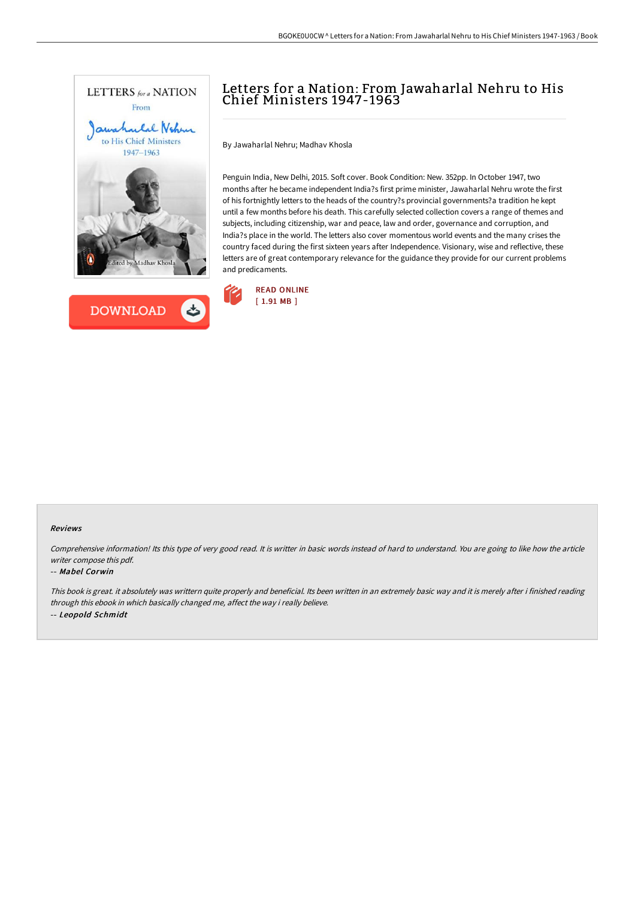# Letters for a Nation: From Jawaharlal Nehru to His Chief Ministers 1947-1963

By Jawaharlal Nehru; Madhav Khosla

Penguin India, New Delhi, 2015. Soft cover. Book Condition: New. 352pp. In October 1947, two months after he became independent India?s first prime minister, Jawaharlal Nehru wrote the first of his fortnightly letters to the heads of the country?s provincial governments?a tradition he kept until a few months before his death. This carefully selected collection covers a range of themes and subjects, including citizenship, war and peace, law and order, governance and corruption, and India?s place in the world. The letters also cover momentous world events and the many crises the country faced during the first sixteen years after Independence. Visionary, wise and reflective, these letters are of great contemporary relevance for the guidance they provide for our current problems and predicaments.

READ ONLINE
[ 1.91 MB ]

DOWNLOAD

## Reviews

*Comprehensive information! Its this type of very good read. It is writter in basic words instead of hard to understand. You are going to like how the article writer compose this pdf.*

-- ***Mabel Corwin***

*This book is great. it absolutely was writtern quite properly and beneficial. Its been written in an extremely basic way and it is merely after i finished reading through this ebook in which basically changed me, affect the way i really believe.*

-- ***Leopold Schmidt***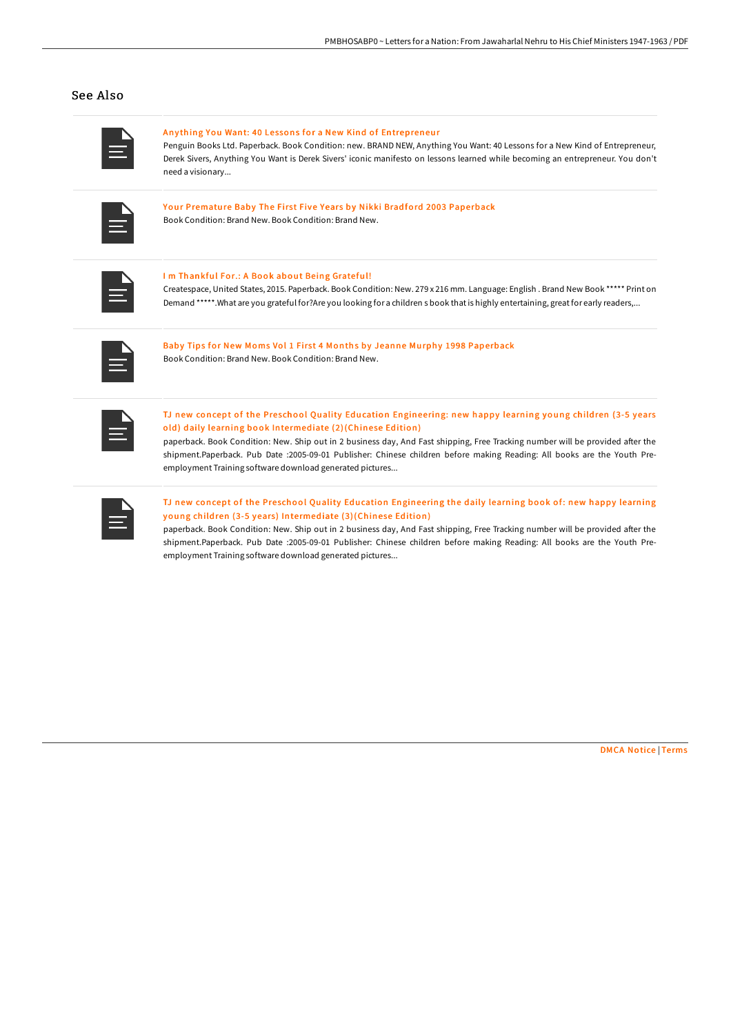## See Also

**Anything You Want: 40 Lessons for a New Kind of Entrepreneur**

Penguin Books Ltd. Paperback. Book Condition: new. BRAND NEW, Anything You Want: 40 Lessons for a New Kind of Entrepreneur, Derek Sivers, Anything You Want is Derek Sivers' iconic manifesto on lessons learned while becoming an entrepreneur. You don't need a visionary...

**Your Premature Baby The First Five Years by Nikki Bradford 2003 Paperback**

Book Condition: Brand New. Book Condition: Brand New.

**I m Thankful For.: A Book about Being Grateful!**

Createspace, United States, 2015. Paperback. Book Condition: New. 279 x 216 mm. Language: English . Brand New Book ***** Print on Demand *****.What are you grateful for?Are you looking for a children s book that is highly entertaining, great for early readers,...

**Baby Tips for New Moms Vol 1 First 4 Months by Jeanne Murphy 1998 Paperback**

Book Condition: Brand New. Book Condition: Brand New.

**TJ new concept of the Preschool Quality Education Engineering: new happy learning young children (3-5 years old) daily learning book Intermediate (2)(Chinese Edition)**

paperback. Book Condition: New. Ship out in 2 business day, And Fast shipping, Free Tracking number will be provided after the shipment.Paperback. Pub Date :2005-09-01 Publisher: Chinese children before making Reading: All books are the Youth Pre-employment Training software download generated pictures...

**TJ new concept of the Preschool Quality Education Engineering the daily learning book of: new happy learning young children (3-5 years) Intermediate (3)(Chinese Edition)**

paperback. Book Condition: New. Ship out in 2 business day, And Fast shipping, Free Tracking number will be provided after the shipment.Paperback. Pub Date :2005-09-01 Publisher: Chinese children before making Reading: All books are the Youth Pre-employment Training software download generated pictures...

DMCA Notice | Terms